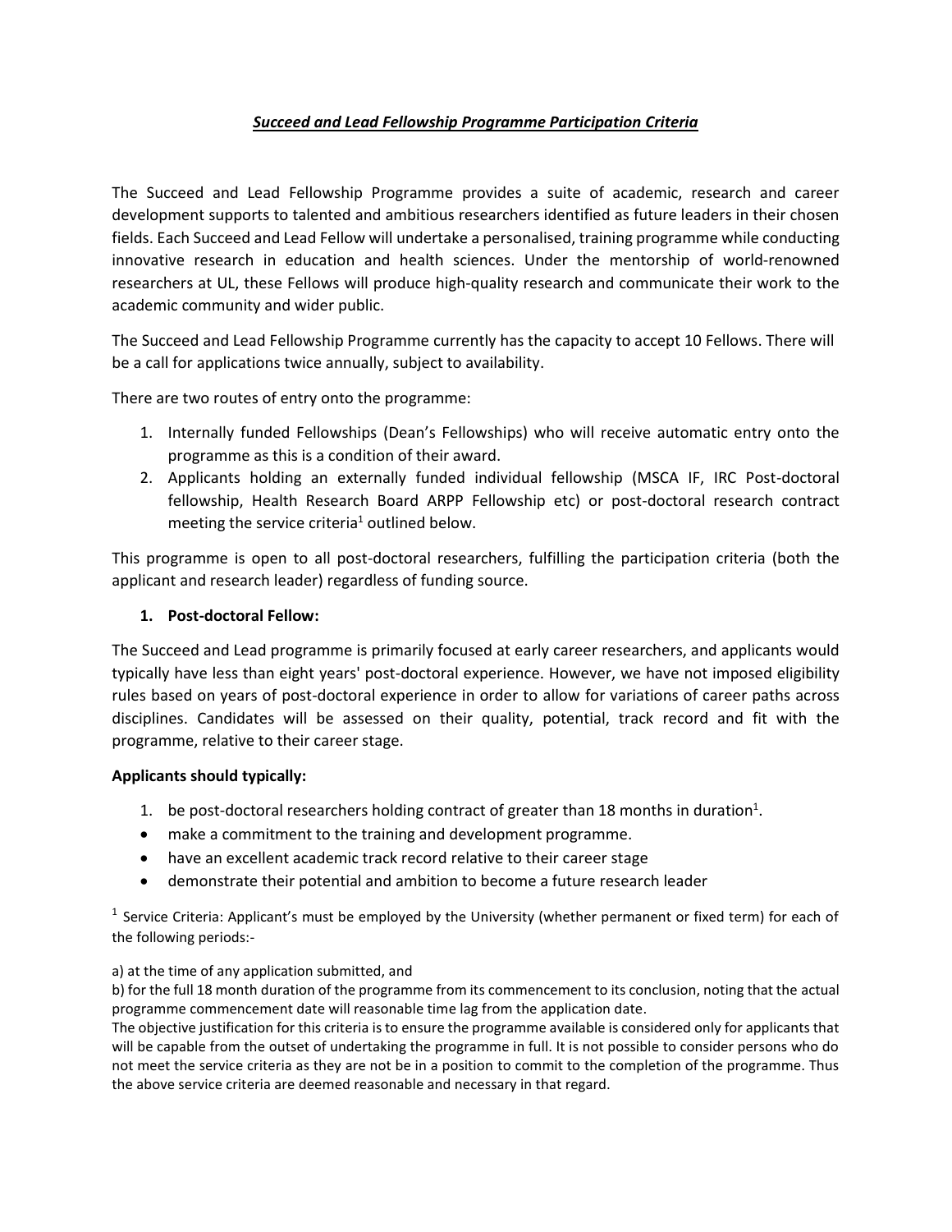***Succeed and Lead Fellowship Programme Participation Criteria***

The Succeed and Lead Fellowship Programme provides a suite of academic, research and career development supports to talented and ambitious researchers identified as future leaders in their chosen fields. Each Succeed and Lead Fellow will undertake a personalised, training programme while conducting innovative research in education and health sciences. Under the mentorship of world-renowned researchers at UL, these Fellows will produce high-quality research and communicate their work to the academic community and wider public.

The Succeed and Lead Fellowship Programme currently has the capacity to accept 10 Fellows. There will be a call for applications twice annually, subject to availability.

There are two routes of entry onto the programme:

1. Internally funded Fellowships (Dean's Fellowships) who will receive automatic entry onto the programme as this is a condition of their award.
2. Applicants holding an externally funded individual fellowship (MSCA IF, IRC Post-doctoral fellowship, Health Research Board ARPP Fellowship etc) or post-doctoral research contract meeting the service criteria[1] outlined below.

This programme is open to all post-doctoral researchers, fulfilling the participation criteria (both the applicant and research leader) regardless of funding source.

1. **Post-doctoral Fellow:**

The Succeed and Lead programme is primarily focused at early career researchers, and applicants would typically have less than eight years' post-doctoral experience. However, we have not imposed eligibility rules based on years of post-doctoral experience in order to allow for variations of career paths across disciplines. Candidates will be assessed on their quality, potential, track record and fit with the programme, relative to their career stage.

**Applicants should typically:**

1. be post-doctoral researchers holding contract of greater than 18 months in duration[1].

- make a commitment to the training and development programme.
- have an excellent academic track record relative to their career stage
- demonstrate their potential and ambition to become a future research leader

[1] Service Criteria: Applicant's must be employed by the University (whether permanent or fixed term) for each of the following periods:-

a) at the time of any application submitted, and
b) for the full 18 month duration of the programme from its commencement to its conclusion, noting that the actual programme commencement date will reasonable time lag from the application date.
The objective justification for this criteria is to ensure the programme available is considered only for applicants that will be capable from the outset of undertaking the programme in full. It is not possible to consider persons who do not meet the service criteria as they are not be in a position to commit to the completion of the programme. Thus the above service criteria are deemed reasonable and necessary in that regard.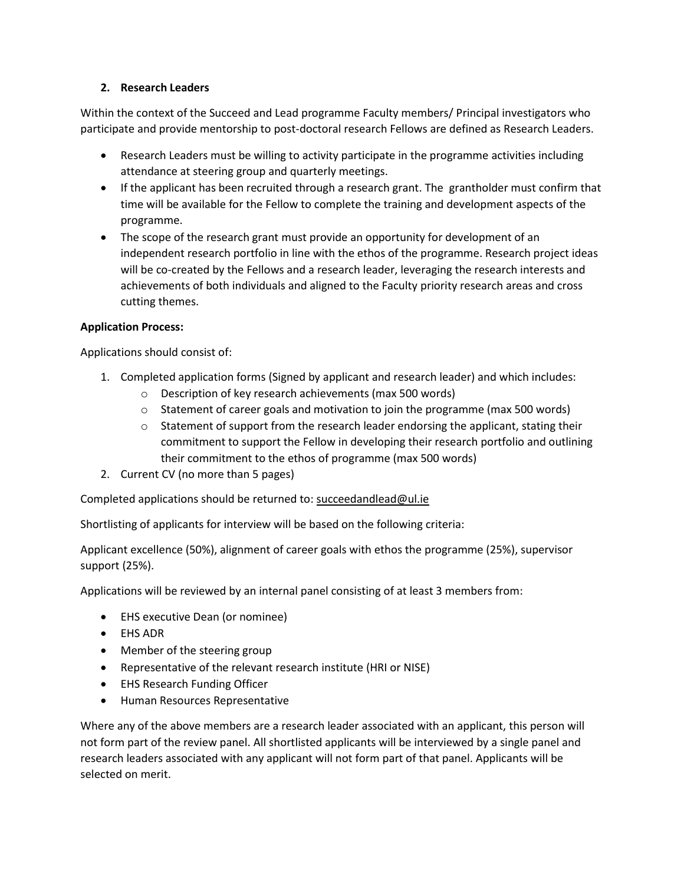## 2. Research Leaders

Within the context of the Succeed and Lead programme Faculty members/ Principal investigators who participate and provide mentorship to post-doctoral research Fellows are defined as Research Leaders.

- Research Leaders must be willing to activity participate in the programme activities including attendance at steering group and quarterly meetings.
- If the applicant has been recruited through a research grant. The grantholder must confirm that time will be available for the Fellow to complete the training and development aspects of the programme.
- The scope of the research grant must provide an opportunity for development of an independent research portfolio in line with the ethos of the programme. Research project ideas will be co-created by the Fellows and a research leader, leveraging the research interests and achievements of both individuals and aligned to the Faculty priority research areas and cross cutting themes.

**Application Process:**

Applications should consist of:

1. Completed application forms (Signed by applicant and research leader) and which includes:
    - Description of key research achievements (max 500 words)
    - Statement of career goals and motivation to join the programme (max 500 words)
    - Statement of support from the research leader endorsing the applicant, stating their commitment to support the Fellow in developing their research portfolio and outlining their commitment to the ethos of programme (max 500 words)
2. Current CV (no more than 5 pages)

Completed applications should be returned to: succeedandlead@ul.ie

Shortlisting of applicants for interview will be based on the following criteria:

Applicant excellence (50%), alignment of career goals with ethos the programme (25%), supervisor support (25%).

Applications will be reviewed by an internal panel consisting of at least 3 members from:

- EHS executive Dean (or nominee)
- EHS ADR
- Member of the steering group
- Representative of the relevant research institute (HRI or NISE)
- EHS Research Funding Officer
- Human Resources Representative

Where any of the above members are a research leader associated with an applicant, this person will not form part of the review panel. All shortlisted applicants will be interviewed by a single panel and research leaders associated with any applicant will not form part of that panel. Applicants will be selected on merit.